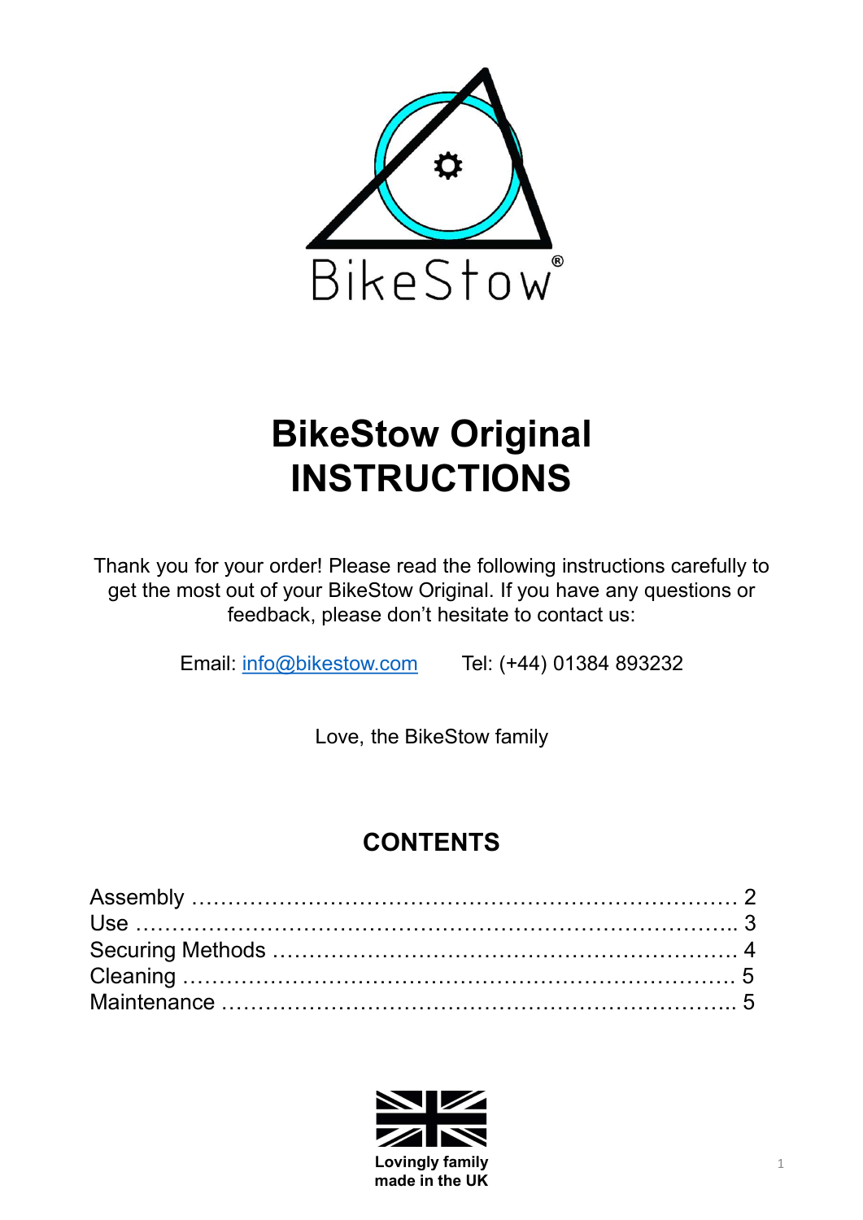BikeStow®

# BikeStow Original INSTRUCTIONS

Thank you for your order! Please read the following instructions carefully to get the most out of your BikeStow Original. If you have any questions or feedback, please don't hesitate to contact us:

Email: info@bikestow.com    Tel: (+44) 01384 893232

Love, the BikeStow family

## CONTENTS

Assembly ........................................................................ 2
Use ................................................................................ 3
Securing Methods ............................................................ 4
Cleaning .......................................................................... 5
Maintenance .................................................................... 5

**Lovingly family made in the UK**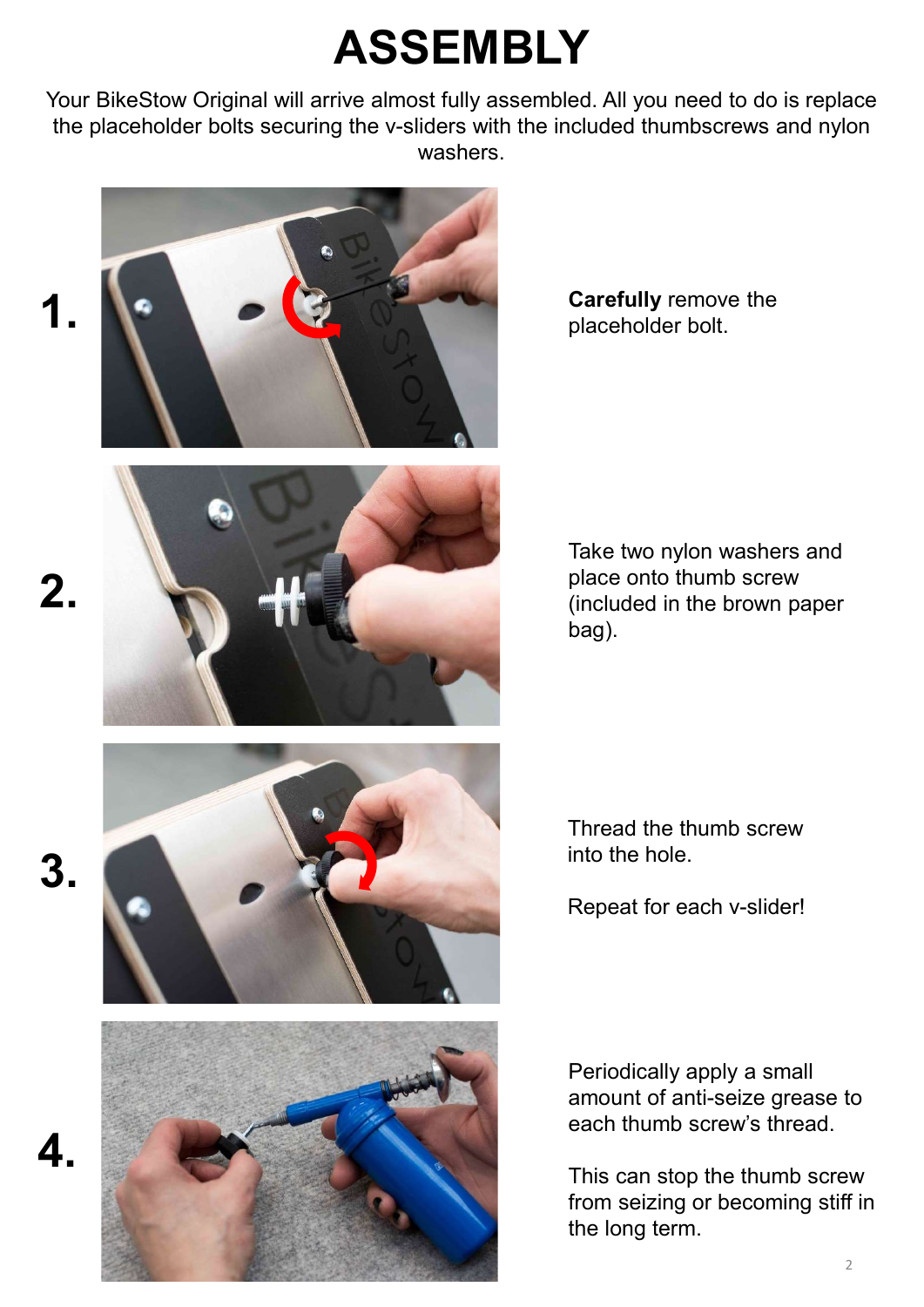# ASSEMBLY

Your BikeStow Original will arrive almost fully assembled. All you need to do is replace the placeholder bolts securing the v-sliders with the included thumbscrews and nylon washers.

**1.** **Carefully** remove the placeholder bolt.

**2.** Take two nylon washers and place onto thumb screw (included in the brown paper bag).

**3.** Thread the thumb screw into the hole.

Repeat for each v-slider!

**4.** Periodically apply a small amount of anti-seize grease to each thumb screw's thread.

This can stop the thumb screw from seizing or becoming stiff in the long term.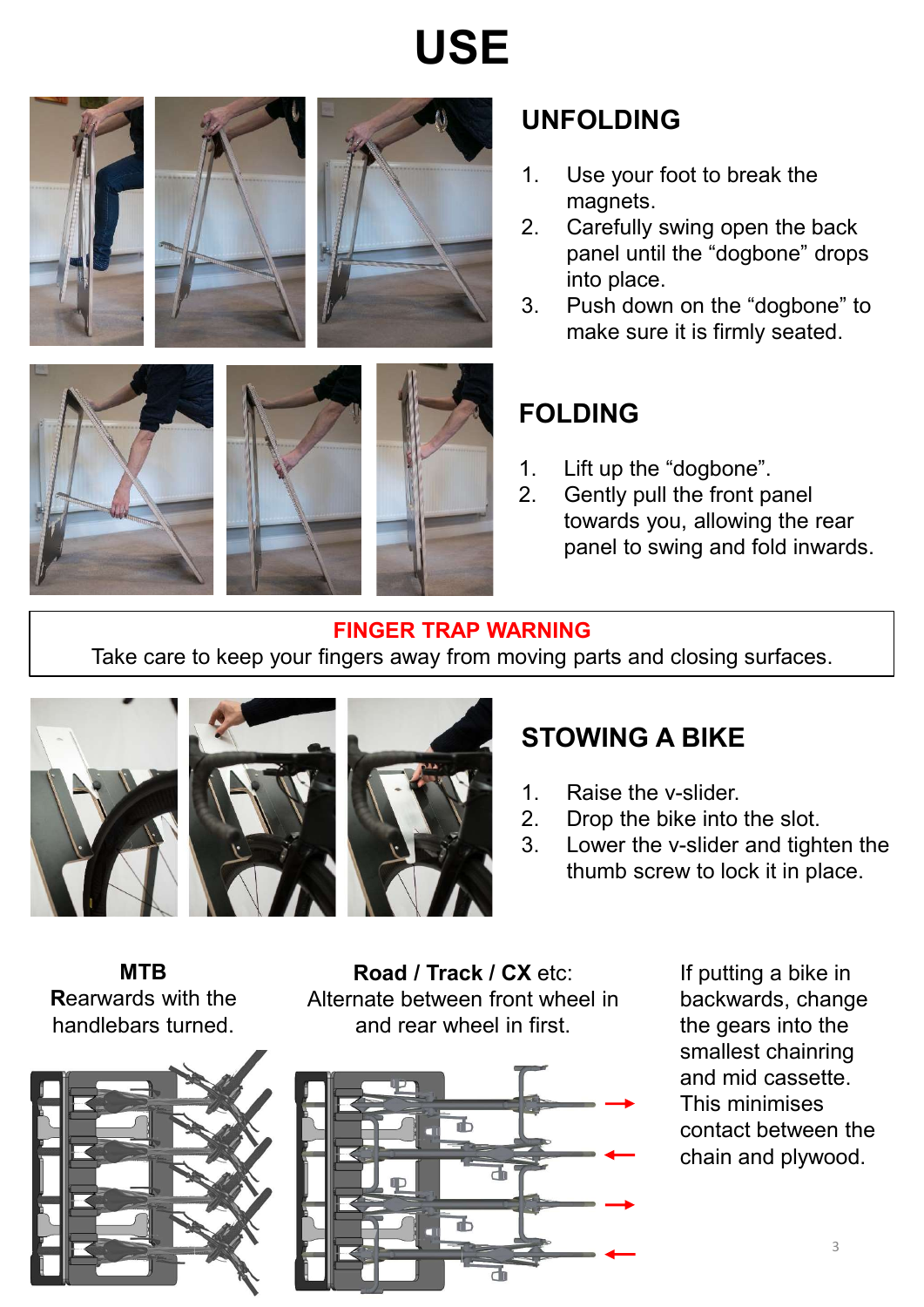# USE

## UNFOLDING

1. Use your foot to break the magnets.
2. Carefully swing open the back panel until the "dogbone" drops into place.
3. Push down on the "dogbone" to make sure it is firmly seated.

## FOLDING

1. Lift up the "dogbone".
2. Gently pull the front panel towards you, allowing the rear panel to swing and fold inwards.

**FINGER TRAP WARNING**

Take care to keep your fingers away from moving parts and closing surfaces.

## STOWING A BIKE

1. Raise the v-slider.
2. Drop the bike into the slot.
3. Lower the v-slider and tighten the thumb screw to lock it in place.

**MTB**
**R**earwards with the handlebars turned.

**Road / Track / CX** etc:
Alternate between front wheel in and rear wheel in first.

If putting a bike in backwards, change the gears into the smallest chainring and mid cassette. This minimises contact between the chain and plywood.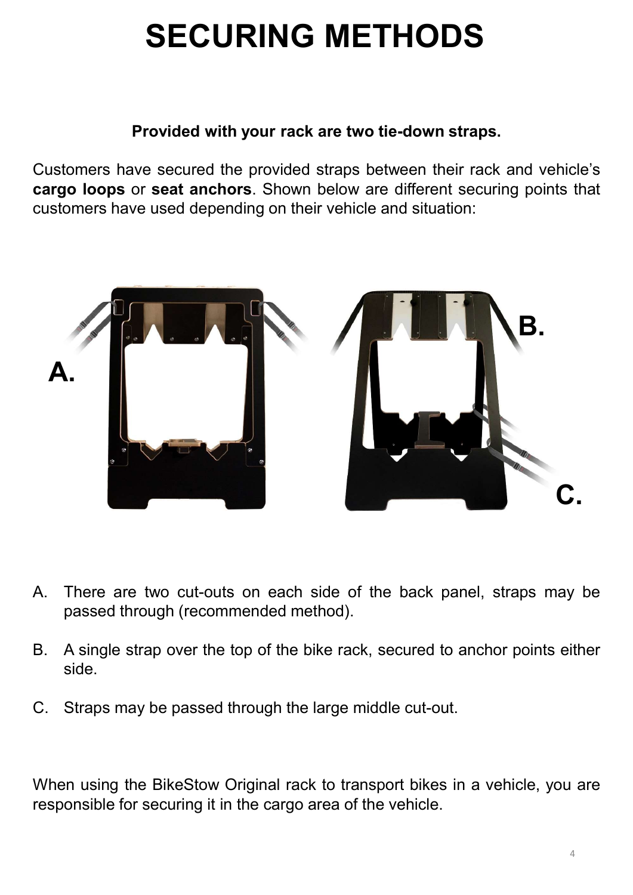# SECURING METHODS

**Provided with your rack are two tie-down straps.**

Customers have secured the provided straps between their rack and vehicle's **cargo loops** or **seat anchors**. Shown below are different securing points that customers have used depending on their vehicle and situation:

A. There are two cut-outs on each side of the back panel, straps may be passed through (recommended method).

B. A single strap over the top of the bike rack, secured to anchor points either side.

C. Straps may be passed through the large middle cut-out.

When using the BikeStow Original rack to transport bikes in a vehicle, you are responsible for securing it in the cargo area of the vehicle.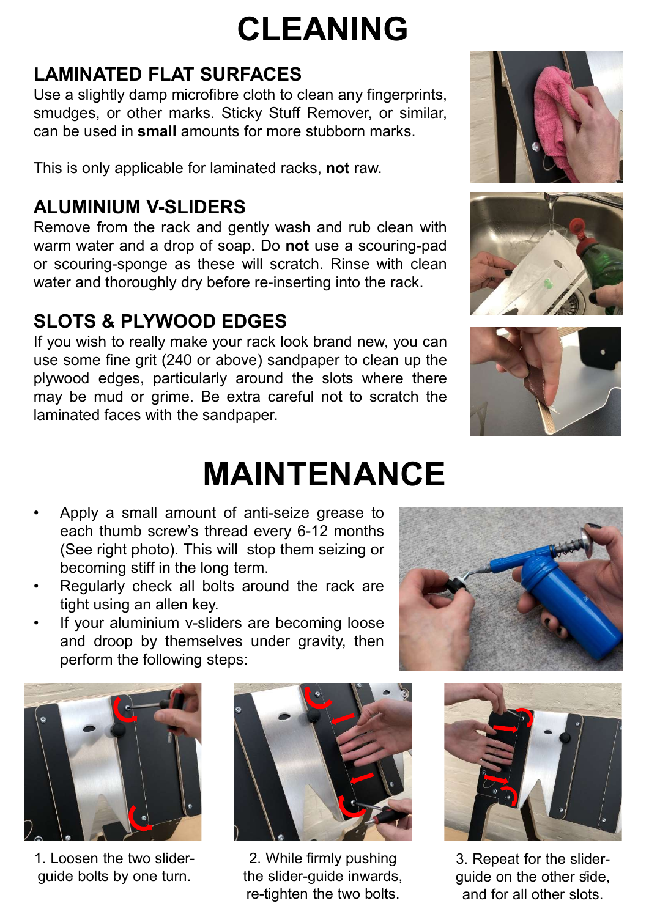# CLEANING

## LAMINATED FLAT SURFACES

Use a slightly damp microfibre cloth to clean any fingerprints, smudges, or other marks. Sticky Stuff Remover, or similar, can be used in **small** amounts for more stubborn marks.

This is only applicable for laminated racks, **not** raw.

## ALUMINIUM V-SLIDERS

Remove from the rack and gently wash and rub clean with warm water and a drop of soap. Do **not** use a scouring-pad or scouring-sponge as these will scratch. Rinse with clean water and thoroughly dry before re-inserting into the rack.

## SLOTS & PLYWOOD EDGES

If you wish to really make your rack look brand new, you can use some fine grit (240 or above) sandpaper to clean up the plywood edges, particularly around the slots where there may be mud or grime. Be extra careful not to scratch the laminated faces with the sandpaper.

# MAINTENANCE

- Apply a small amount of anti-seize grease to each thumb screw's thread every 6-12 months (See right photo). This will stop them seizing or becoming stiff in the long term.
- Regularly check all bolts around the rack are tight using an allen key.
- If your aluminium v-sliders are becoming loose and droop by themselves under gravity, then perform the following steps:

1. Loosen the two slider-guide bolts by one turn.

2. While firmly pushing the slider-guide inwards, re-tighten the two bolts.

3. Repeat for the slider-guide on the other side, and for all other slots.